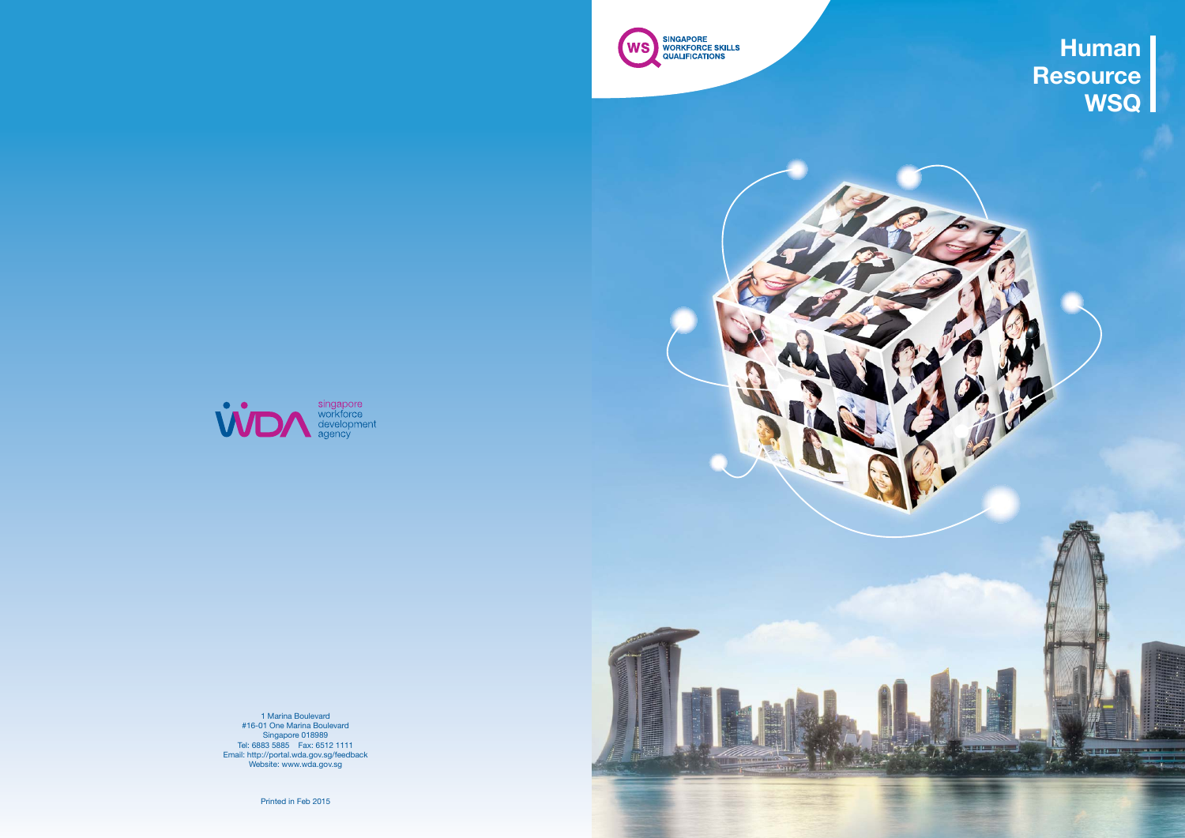# Human Resource WSQ

SINGAPORE WORKFORCE SKILLS QUALIFICATIONS

singapore workforce development agency

1 Marina Boulevard
#16-01 One Marina Boulevard
Singapore 018989
Tel: 6883 5885 Fax: 6512 1111
Email: http://portal.wda.gov.sg/feedback
Website: www.wda.gov.sg

Printed in Feb 2015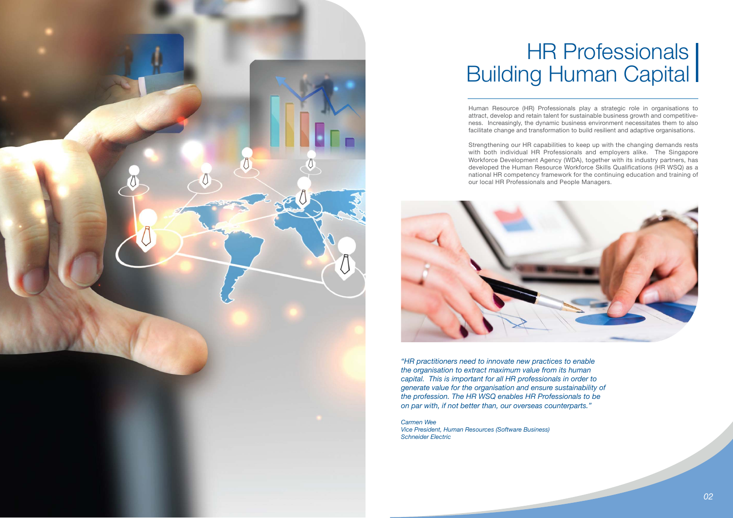# HR Professionals Building Human Capital

Human Resource (HR) Professionals play a strategic role in organisations to attract, develop and retain talent for sustainable business growth and competitiveness. Increasingly, the dynamic business environment necessitates them to also facilitate change and transformation to build resilient and adaptive organisations.

Strengthening our HR capabilities to keep up with the changing demands rests with both individual HR Professionals and employers alike. The Singapore Workforce Development Agency (WDA), together with its industry partners, has developed the Human Resource Workforce Skills Qualifications (HR WSQ) as a national HR competency framework for the continuing education and training of our local HR Professionals and People Managers.

*"HR practitioners need to innovate new practices to enable the organisation to extract maximum value from its human capital. This is important for all HR professionals in order to generate value for the organisation and ensure sustainability of the profession. The HR WSQ enables HR Professionals to be on par with, if not better than, our overseas counterparts."*

*Carmen Wee*
*Vice President, Human Resources (Software Business)*
*Schneider Electric*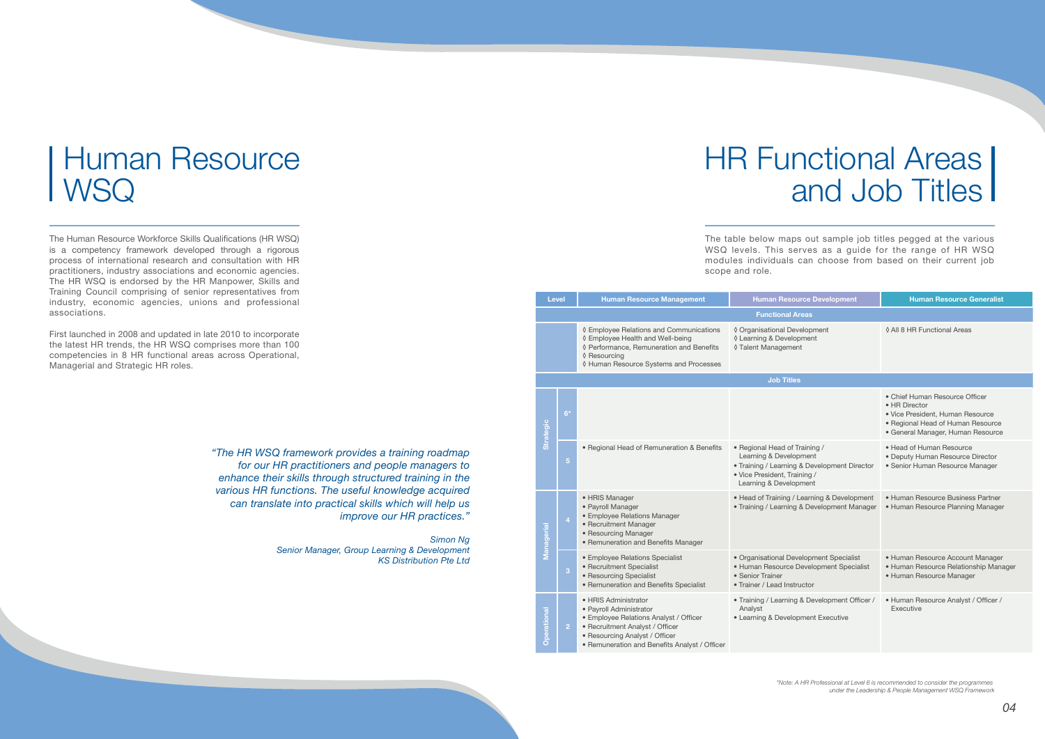# Human Resource WSQ

The Human Resource Workforce Skills Qualifications (HR WSQ) is a competency framework developed through a rigorous process of international research and consultation with HR practitioners, industry associations and economic agencies. The HR WSQ is endorsed by the HR Manpower, Skills and Training Council comprising of senior representatives from industry, economic agencies, unions and professional associations.

First launched in 2008 and updated in late 2010 to incorporate the latest HR trends, the HR WSQ comprises more than 100 competencies in 8 HR functional areas across Operational, Managerial and Strategic HR roles.

*"The HR WSQ framework provides a training roadmap for our HR practitioners and people managers to enhance their skills through structured training in the various HR functions. The useful knowledge acquired can translate into practical skills which will help us improve our HR practices."*

*Simon Ng*
*Senior Manager, Group Learning & Development*
*KS Distribution Pte Ltd*

# HR Functional Areas and Job Titles

The table below maps out sample job titles pegged at the various WSQ levels. This serves as a guide for the range of HR WSQ modules individuals can choose from based on their current job scope and role.

| Level | | Human Resource Management | Human Resource Development | Human Resource Generalist |
|---|---|---|---|---|
| **Functional Areas** | | | | |
| | | ◊ Employee Relations and Communications<br>◊ Employee Health and Well-being<br>◊ Performance, Remuneration and Benefits<br>◊ Resourcing<br>◊ Human Resource Systems and Processes | ◊ Organisational Development<br>◊ Learning & Development<br>◊ Talent Management | ◊ All 8 HR Functional Areas |
| **Job Titles** | | | | |
| Strategic | 6* | | | • Chief Human Resource Officer<br>• HR Director<br>• Vice President, Human Resource<br>• Regional Head of Human Resource<br>• General Manager, Human Resource |
| Strategic | 5 | • Regional Head of Remuneration & Benefits | • Regional Head of Training / Learning & Development<br>• Training / Learning & Development Director<br>• Vice President, Training / Learning & Development | • Head of Human Resource<br>• Deputy Human Resource Director<br>• Senior Human Resource Manager |
| Managerial | 4 | • HRIS Manager<br>• Payroll Manager<br>• Employee Relations Manager<br>• Recruitment Manager<br>• Resourcing Manager<br>• Remuneration and Benefits Manager | • Head of Training / Learning & Development<br>• Training / Learning & Development Manager | • Human Resource Business Partner<br>• Human Resource Planning Manager |
| Managerial | 3 | • Employee Relations Specialist<br>• Recruitment Specialist<br>• Resourcing Specialist<br>• Remuneration and Benefits Specialist | • Organisational Development Specialist<br>• Human Resource Development Specialist<br>• Senior Trainer<br>• Trainer / Lead Instructor | • Human Resource Account Manager<br>• Human Resource Relationship Manager<br>• Human Resource Manager |
| Operational | 2 | • HRIS Administrator<br>• Payroll Administrator<br>• Employee Relations Analyst / Officer<br>• Recruitment Analyst / Officer<br>• Resourcing Analyst / Officer<br>• Remuneration and Benefits Analyst / Officer | • Training / Learning & Development Officer / Analyst<br>• Learning & Development Executive | • Human Resource Analyst / Officer / Executive |

*\*Note: A HR Professional at Level 6 is recommended to consider the programmes under the Leadership & People Management WSQ Framework*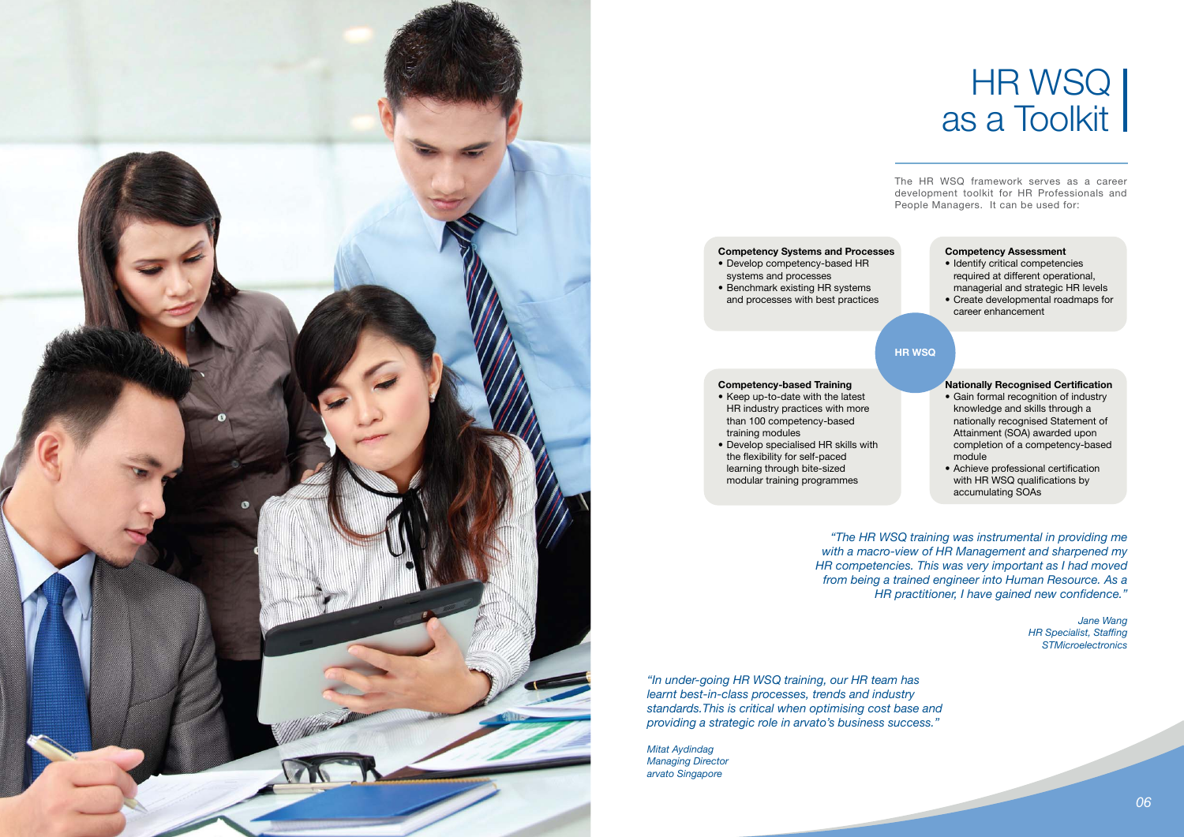# HR WSQ as a Toolkit

The HR WSQ framework serves as a career development toolkit for HR Professionals and People Managers. It can be used for:

**Competency Systems and Processes**
- Develop competency-based HR systems and processes
- Benchmark existing HR systems and processes with best practices

**Competency Assessment**
- Identify critical competencies required at different operational, managerial and strategic HR levels
- Create developmental roadmaps for career enhancement

**HR WSQ**

**Competency-based Training**
- Keep up-to-date with the latest HR industry practices with more than 100 competency-based training modules
- Develop specialised HR skills with the flexibility for self-paced learning through bite-sized modular training programmes

**Nationally Recognised Certification**
- Gain formal recognition of industry knowledge and skills through a nationally recognised Statement of Attainment (SOA) awarded upon completion of a competency-based module
- Achieve professional certification with HR WSQ qualifications by accumulating SOAs

*"The HR WSQ training was instrumental in providing me with a macro-view of HR Management and sharpened my HR competencies. This was very important as I had moved from being a trained engineer into Human Resource. As a HR practitioner, I have gained new confidence."*

*Jane Wang*
*HR Specialist, Staffing*
*STMicroelectronics*

*"In under-going HR WSQ training, our HR team has learnt best-in-class processes, trends and industry standards.This is critical when optimising cost base and providing a strategic role in arvato's business success."*

*Mitat Aydindag*
*Managing Director*
*arvato Singapore*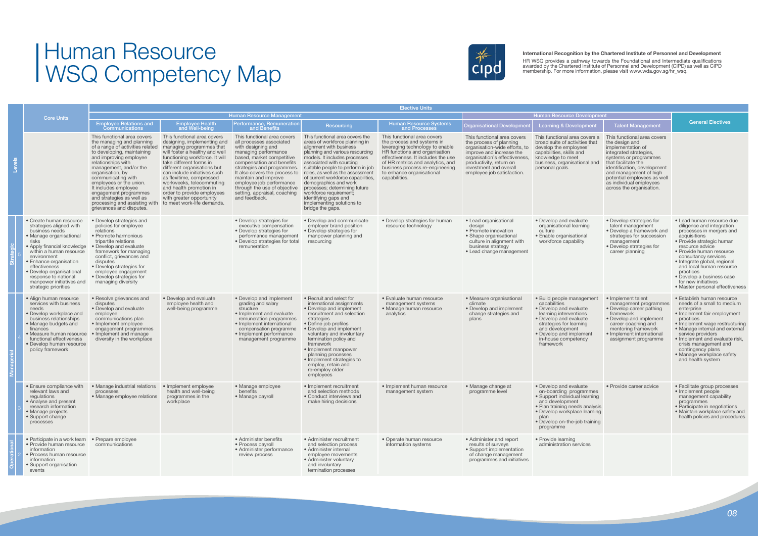# Human Resource WSQ Competency Map

**International Recognition by the Chartered Institute of Personnel and Development**

HR WSQ provides a pathway towards the Foundational and Intermediate qualifications awarded by the Chartered Institute of Personnel and Development (CIPD) as well as CIPD membership. For more information, please visit www.wda.gov.sg/hr_wsq.

| Levels | | Core Units | Elective Units | | | | | | | | | |
|---|---|---|---|---|---|---|---|---|---|---|---|---|
| | | | Human Resource Management | | | | | Human Resource Development | | | General Electives |
| | | | Employee Relations and Communications | Employee Health and Well-being | Performance, Remuneration and Benefits | Resourcing | Human Resource Systems and Processes | Organisational Development | Learning & Development | Talent Management | |
| | | | This functional area covers the managing and planning of a range of activities related to developing, maintaining and improving employee relationships with management, and/or the organisation, by communicating with employees or the union. It includes employee engagement programmes and strategies as well as processing and assisting with grievances and disputes. | This functional area covers designing, implementing and managing programmes that will foster a healthy and well functioning workforce. It will take different forms in different organisations but can include initiatives such as flexitime, compressed workweeks, telecommuting and health promotion in order to provide employees with greater opportunity to meet work-life demands. | This functional area covers all processes associated with designing and managing performance based, market competitive compensation and benefits strategies and programmes. It also covers the process to maintain and improve employee job performance through the use of objective setting, appraisal, coaching and feedback. | This functional area covers the areas of workforce planning in alignment with business planning and various resourcing models. It includes processes associated with sourcing suitable people to perform in job roles, as well as the assessment of current workforce capabilities, demographics and work processes; determining future workforce requirement; identifying gaps and implementing solutions to bridge the gaps. | This functional area covers the process and systems in leveraging technology to enable HR functions and organisation effectiveness. It includes the use of HR metrics and analytics, and business process re-engineering to enhance organisational capabilities. | This functional area covers the process of planning organisation-wide efforts, to improve and increase the organisation's effectiveness, productivity, return on investment and overall employee job satisfaction. | This functional area covers a broad suite of activities that develop the employees' capabilities, skills and knowledge to meet business, organisational and personal goals. | This functional area covers the design and implementation of integrated strategies, systems or programmes that facilitate the identification, development and management of high potential employees as well as individual employees across the organisation. | |
| Strategic | 5 | • Create human resource strategies aligned with business needs<br>• Manage organisational risks<br>• Apply financial knowledge within a human resource environment<br>• Enhance organisation effectiveness<br>• Develop organisational response to national manpower initiatives and strategic priorities | • Develop strategies and policies for employee relations<br>• Promote harmonious tripartite relations<br>• Develop and evaluate framework for managing conflict, grievances and disputes<br>• Develop strategies for employee engagement<br>• Develop strategies for managing diversity | | • Develop strategies for executive compensation<br>• Develop strategies for performance management<br>• Develop strategies for total remuneration | • Develop and communicate employer brand position<br>• Develop strategies for manpower planning and resourcing | • Develop strategies for human resource technology | • Lead organisational design<br>• Promote innovation<br>• Shape organisational culture in alignment with business strategy<br>• Lead change management | • Develop and evaluate organisational learning culture<br>• Enable organisational workforce capability | • Develop strategies for talent management<br>• Develop a framework and strategies for succession management<br>• Develop strategies for career planning | • Lead human resource due diligence and integration processes in mergers and acquisitions<br>• Provide strategic human resource advice<br>• Provide human resource consultancy services<br>• Integrate global, regional and local human resource practices<br>• Develop a business case for new initiatives<br>• Master personal effectiveness |
| Managerial | 4 | • Align human resource services with business needs<br>• Develop workplace and business relationships<br>• Manage budgets and finances<br>• Measure human resource functional effectiveness<br>• Develop human resource policy framework | • Resolve grievances and disputes<br>• Develop and evaluate employee communications plan<br>• Implement employee engagement programmes<br>• Implement and manage diversity in the workplace | • Develop and evaluate employee health and well-being programme | • Develop and implement grading and salary structure<br>• Implement and evaluate remuneration programmes<br>• Implement international compensation programme<br>• Implement performance management programme | • Recruit and select for international assignments<br>• Develop and implement recruitment and selection strategies<br>• Define job profiles<br>• Develop and implement voluntary and involuntary termination policy and framework<br>• Implement manpower planning processes<br>• Implement strategies to employ, retain and re-employ older employees | • Evaluate human resource management systems<br>• Manage human resource analytics | • Measure organisational climate<br>• Develop and implement change strategies and plans | • Build people management capabilities<br>• Develop and evaluate learning interventions<br>• Develop and evaluate strategies for learning and development<br>• Develop and implement in-house competency framework | • Implement talent management programmes<br>• Develop career pathing framework<br>• Develop and implement career coaching and mentoring framework<br>• Implement international assignment programme | • Establish human resource needs of a small to medium enterprise<br>• Implement fair employment practices<br>• Implement wage restructuring<br>• Manage internal and external service providers<br>• Implement and evaluate risk, crisis management and contingency plans<br>• Manage workplace safety and health system |
| | 3 | • Ensure compliance with relevant laws and regulations<br>• Analyse and present research information<br>• Manage projects<br>• Support change processes | • Manage industrial relations processes<br>• Manage employee relations | • Implement employee health and well-being programmes in the workplace | • Manage employee benefits<br>• Manage payroll | • Implement recruitment and selection methods<br>• Conduct interviews and make hiring decisions | • Implement human resource management system | • Manage change at programme level | • Develop and evaluate on-boarding programmes<br>• Support individual learning and development<br>• Plan training needs analysis<br>• Develop workplace learning plan<br>• Develop on-the-job training programme | • Provide career advice | • Facilitate group processes<br>• Implement people management capability programmes<br>• Participate in negotiations<br>• Maintain workplace safety and health policies and procedures |
| Operational | 2 | • Participate in a work team<br>• Provide human resource information<br>• Process human resource information<br>• Support organisation events | • Prepare employee communications | | • Administer benefits<br>• Process payroll<br>• Administer performance review process | • Administer recruitment and selection process<br>• Administer internal employee movements<br>• Administer voluntary and involuntary termination processes | • Operate human resource information systems | • Administer and report results of surveys<br>• Support implementation of change management programmes and initiatives | • Provide learning administration services | | |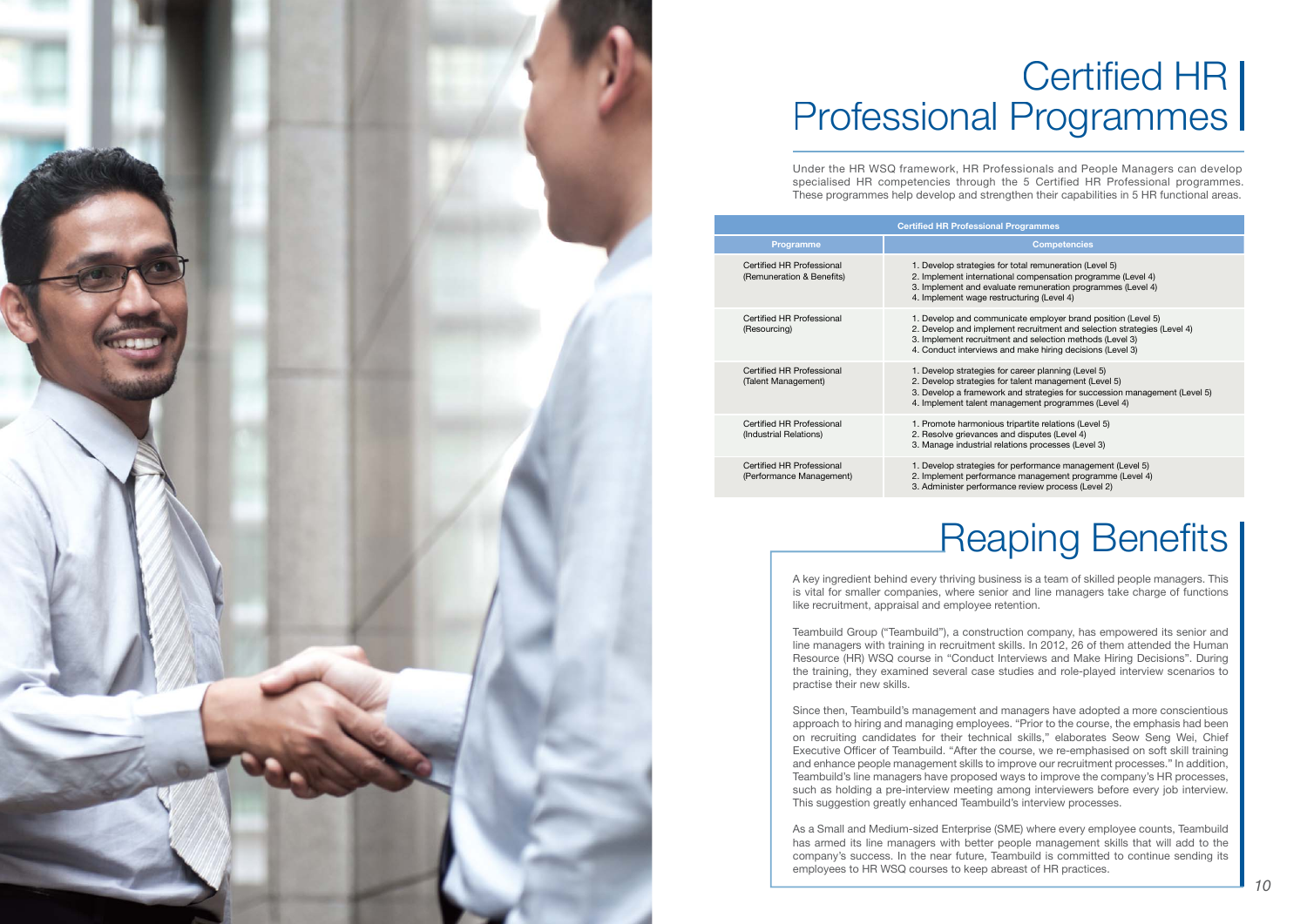# Certified HR Professional Programmes

Under the HR WSQ framework, HR Professionals and People Managers can develop specialised HR competencies through the 5 Certified HR Professional programmes. These programmes help develop and strengthen their capabilities in 5 HR functional areas.

| Certified HR Professional Programmes | |
|---|---|
| **Programme** | **Competencies** |
| Certified HR Professional (Remuneration & Benefits) | 1. Develop strategies for total remuneration (Level 5)<br>2. Implement international compensation programme (Level 4)<br>3. Implement and evaluate remuneration programmes (Level 4)<br>4. Implement wage restructuring (Level 4) |
| Certified HR Professional (Resourcing) | 1. Develop and communicate employer brand position (Level 5)<br>2. Develop and implement recruitment and selection strategies (Level 4)<br>3. Implement recruitment and selection methods (Level 3)<br>4. Conduct interviews and make hiring decisions (Level 3) |
| Certified HR Professional (Talent Management) | 1. Develop strategies for career planning (Level 5)<br>2. Develop strategies for talent management (Level 5)<br>3. Develop a framework and strategies for succession management (Level 5)<br>4. Implement talent management programmes (Level 4) |
| Certified HR Professional (Industrial Relations) | 1. Promote harmonious tripartite relations (Level 5)<br>2. Resolve grievances and disputes (Level 4)<br>3. Manage industrial relations processes (Level 3) |
| Certified HR Professional (Performance Management) | 1. Develop strategies for performance management (Level 5)<br>2. Implement performance management programme (Level 4)<br>3. Administer performance review process (Level 2) |

# Reaping Benefits

A key ingredient behind every thriving business is a team of skilled people managers. This is vital for smaller companies, where senior and line managers take charge of functions like recruitment, appraisal and employee retention.

Teambuild Group ("Teambuild"), a construction company, has empowered its senior and line managers with training in recruitment skills. In 2012, 26 of them attended the Human Resource (HR) WSQ course in "Conduct Interviews and Make Hiring Decisions". During the training, they examined several case studies and role-played interview scenarios to practise their new skills.

Since then, Teambuild's management and managers have adopted a more conscientious approach to hiring and managing employees. "Prior to the course, the emphasis had been on recruiting candidates for their technical skills," elaborates Seow Seng Wei, Chief Executive Officer of Teambuild. "After the course, we re-emphasised on soft skill training and enhance people management skills to improve our recruitment processes." In addition, Teambuild's line managers have proposed ways to improve the company's HR processes, such as holding a pre-interview meeting among interviewers before every job interview. This suggestion greatly enhanced Teambuild's interview processes.

As a Small and Medium-sized Enterprise (SME) where every employee counts, Teambuild has armed its line managers with better people management skills that will add to the company's success. In the near future, Teambuild is committed to continue sending its employees to HR WSQ courses to keep abreast of HR practices.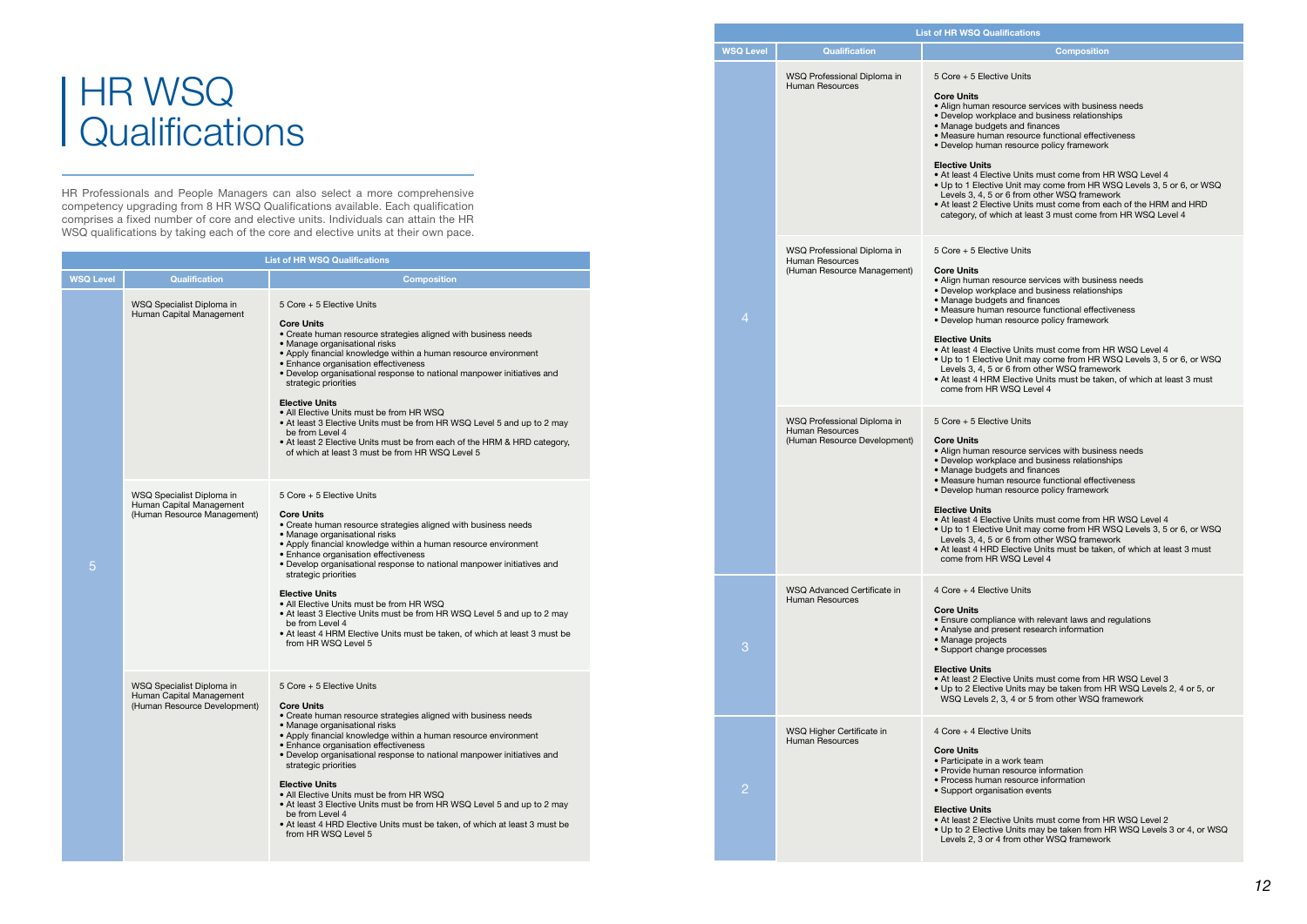# HR WSQ Qualifications

HR Professionals and People Managers can also select a more comprehensive competency upgrading from 8 HR WSQ Qualifications available. Each qualification comprises a fixed number of core and elective units. Individuals can attain the HR WSQ qualifications by taking each of the core and elective units at their own pace.

**List of HR WSQ Qualifications**

| WSQ Level | Qualification | Composition |
|---|---|---|
| 5 | WSQ Specialist Diploma in Human Capital Management | 5 Core + 5 Elective Units<br><br>**Core Units**<br>• Create human resource strategies aligned with business needs<br>• Manage organisational risks<br>• Apply financial knowledge within a human resource environment<br>• Enhance organisation effectiveness<br>• Develop organisational response to national manpower initiatives and strategic priorities<br><br>**Elective Units**<br>• All Elective Units must be from HR WSQ<br>• At least 3 Elective Units must be from HR WSQ Level 5 and up to 2 may be from Level 4<br>• At least 2 Elective Units must be from each of the HRM & HRD category, of which at least 3 must be from HR WSQ Level 5 |
| | WSQ Specialist Diploma in Human Capital Management (Human Resource Management) | 5 Core + 5 Elective Units<br><br>**Core Units**<br>• Create human resource strategies aligned with business needs<br>• Manage organisational risks<br>• Apply financial knowledge within a human resource environment<br>• Enhance organisation effectiveness<br>• Develop organisational response to national manpower initiatives and strategic priorities<br><br>**Elective Units**<br>• All Elective Units must be from HR WSQ<br>• At least 3 Elective Units must be from HR WSQ Level 5 and up to 2 may be from Level 4<br>• At least 4 HRM Elective Units must be taken, of which at least 3 must be from HR WSQ Level 5 |
| | WSQ Specialist Diploma in Human Capital Management (Human Resource Development) | 5 Core + 5 Elective Units<br><br>**Core Units**<br>• Create human resource strategies aligned with business needs<br>• Manage organisational risks<br>• Apply financial knowledge within a human resource environment<br>• Enhance organisation effectiveness<br>• Develop organisational response to national manpower initiatives and strategic priorities<br><br>**Elective Units**<br>• All Elective Units must be from HR WSQ<br>• At least 3 Elective Units must be from HR WSQ Level 5 and up to 2 may be from Level 4<br>• At least 4 HRD Elective Units must be taken, of which at least 3 must be from HR WSQ Level 5 |
| 4 | WSQ Professional Diploma in Human Resources | 5 Core + 5 Elective Units<br><br>**Core Units**<br>• Align human resource services with business needs<br>• Develop workplace and business relationships<br>• Manage budgets and finances<br>• Measure human resource functional effectiveness<br>• Develop human resource policy framework<br><br>**Elective Units**<br>• At least 4 Elective Units must come from HR WSQ Level 4<br>• Up to 1 Elective Unit may come from HR WSQ Levels 3, 5 or 6, or WSQ Levels 3, 4, 5 or 6 from other WSQ framework<br>• At least 2 Elective Units must come from each of the HRM and HRD category, of which at least 3 must come from HR WSQ Level 4 |
| | WSQ Professional Diploma in Human Resources (Human Resource Management) | 5 Core + 5 Elective Units<br><br>**Core Units**<br>• Align human resource services with business needs<br>• Develop workplace and business relationships<br>• Manage budgets and finances<br>• Measure human resource functional effectiveness<br>• Develop human resource policy framework<br><br>**Elective Units**<br>• At least 4 Elective Units must come from HR WSQ Level 4<br>• Up to 1 Elective Unit may come from HR WSQ Levels 3, 5 or 6, or WSQ Levels 3, 4, 5 or 6 from other WSQ framework<br>• At least 4 HRM Elective Units must be taken, of which at least 3 must come from HR WSQ Level 4 |
| | WSQ Professional Diploma in Human Resources (Human Resource Development) | 5 Core + 5 Elective Units<br><br>**Core Units**<br>• Align human resource services with business needs<br>• Develop workplace and business relationships<br>• Manage budgets and finances<br>• Measure human resource functional effectiveness<br>• Develop human resource policy framework<br><br>**Elective Units**<br>• At least 4 Elective Units must come from HR WSQ Level 4<br>• Up to 1 Elective Unit may come from HR WSQ Levels 3, 5 or 6, or WSQ Levels 3, 4, 5 or 6 from other WSQ framework<br>• At least 4 HRD Elective Units must be taken, of which at least 3 must come from HR WSQ Level 4 |
| 3 | WSQ Advanced Certificate in Human Resources | 4 Core + 4 Elective Units<br><br>**Core Units**<br>• Ensure compliance with relevant laws and regulations<br>• Analyse and present research information<br>• Manage projects<br>• Support change processes<br><br>**Elective Units**<br>• At least 2 Elective Units must come from HR WSQ Level 3<br>• Up to 2 Elective Units may be taken from HR WSQ Levels 2, 4 or 5, or WSQ Levels 2, 3, 4 or 5 from other WSQ framework |
| 2 | WSQ Higher Certificate in Human Resources | 4 Core + 4 Elective Units<br><br>**Core Units**<br>• Participate in a work team<br>• Provide human resource information<br>• Process human resource information<br>• Support organisation events<br><br>**Elective Units**<br>• At least 2 Elective Units must come from HR WSQ Level 2<br>• Up to 2 Elective Units may be taken from HR WSQ Levels 3 or 4, or WSQ Levels 2, 3 or 4 from other WSQ framework |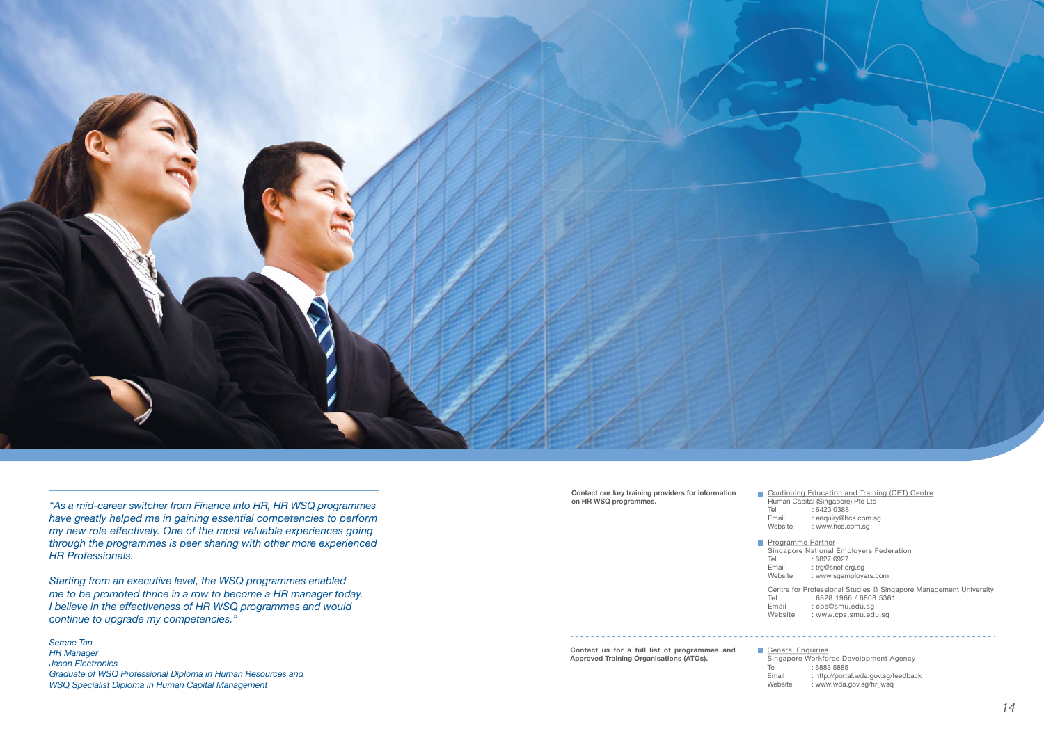*"As a mid-career switcher from Finance into HR, HR WSQ programmes have greatly helped me in gaining essential competencies to perform my new role effectively. One of the most valuable experiences going through the programmes is peer sharing with other more experienced HR Professionals.*

*Starting from an executive level, the WSQ programmes enabled me to be promoted thrice in a row to become a HR manager today. I believe in the effectiveness of HR WSQ programmes and would continue to upgrade my competencies."*

*Serene Tan*
*HR Manager*
*Jason Electronics*
*Graduate of WSQ Professional Diploma in Human Resources and WSQ Specialist Diploma in Human Capital Management*

**Contact our key training providers for information on HR WSQ programmes.**

- Continuing Education and Training (CET) Centre
  Human Capital (Singapore) Pte Ltd
  Tel : 6423 0388
  Email : enquiry@hcs.com.sg
  Website : www.hcs.com.sg

- Programme Partner
  Singapore National Employers Federation
  Tel : 6827 6927
  Email : trg@snef.org.sg
  Website : www.sgemployers.com

  Centre for Professional Studies @ Singapore Management University
  Tel : 6828 1966 / 6808 5361
  Email : cps@smu.edu.sg
  Website : www.cps.smu.edu.sg

**Contact us for a full list of programmes and Approved Training Organisations (ATOs).**

- General Enquiries
  Singapore Workforce Development Agency
  Tel : 6883 5885
  Email : http://portal.wda.gov.sg/feedback
  Website : www.wda.gov.sg/hr_wsq